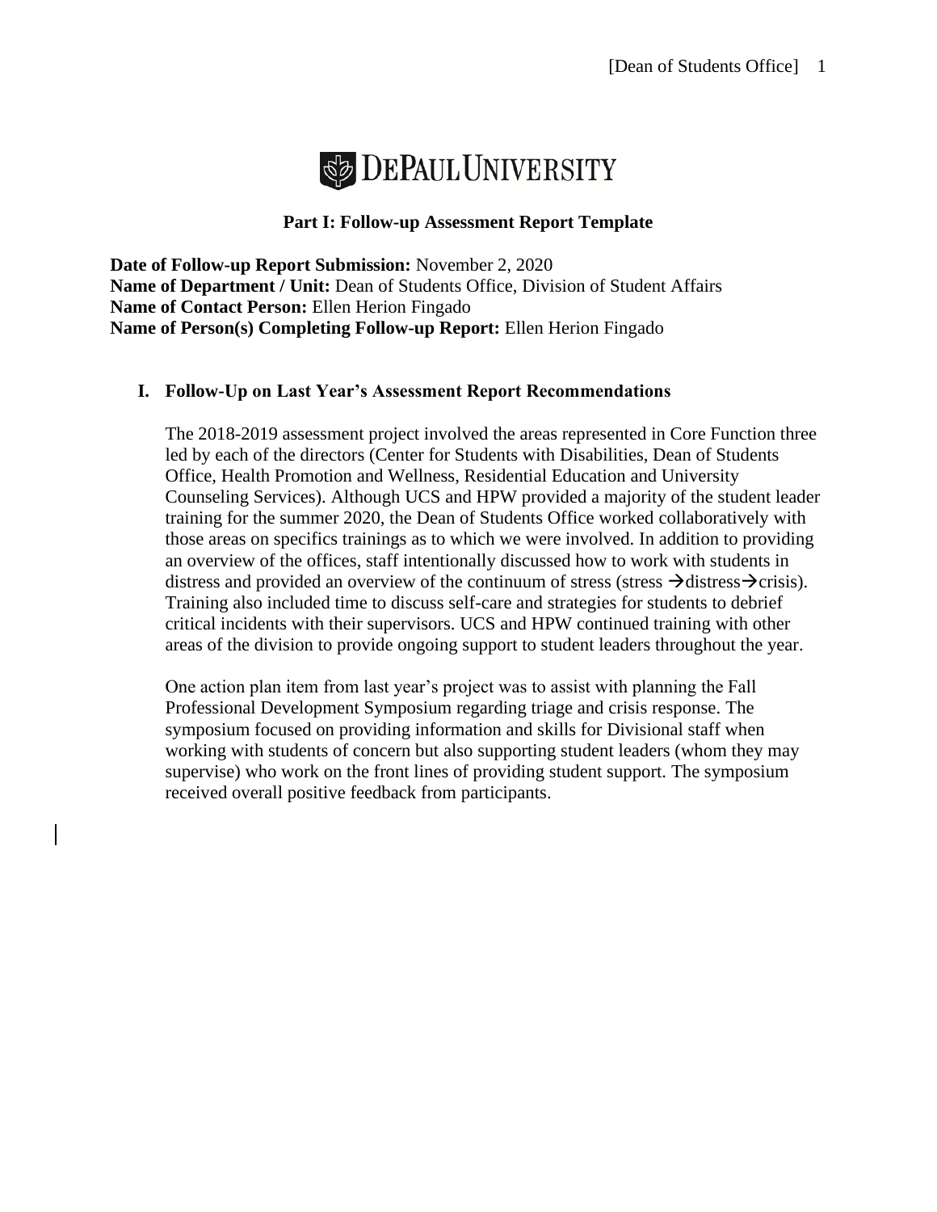DEPAUL UNIVERSITY

## Part I: Follow-up Assessment Report Template

**Date of Follow-up Report Submission:** November 2, 2020
**Name of Department / Unit:** Dean of Students Office, Division of Student Affairs
**Name of Contact Person:** Ellen Herion Fingado
**Name of Person(s) Completing Follow-up Report:** Ellen Herion Fingado

### I. Follow-Up on Last Year's Assessment Report Recommendations

The 2018-2019 assessment project involved the areas represented in Core Function three led by each of the directors (Center for Students with Disabilities, Dean of Students Office, Health Promotion and Wellness, Residential Education and University Counseling Services). Although UCS and HPW provided a majority of the student leader training for the summer 2020, the Dean of Students Office worked collaboratively with those areas on specifics trainings as to which we were involved. In addition to providing an overview of the offices, staff intentionally discussed how to work with students in distress and provided an overview of the continuum of stress (stress →distress→crisis). Training also included time to discuss self-care and strategies for students to debrief critical incidents with their supervisors. UCS and HPW continued training with other areas of the division to provide ongoing support to student leaders throughout the year.

One action plan item from last year's project was to assist with planning the Fall Professional Development Symposium regarding triage and crisis response. The symposium focused on providing information and skills for Divisional staff when working with students of concern but also supporting student leaders (whom they may supervise) who work on the front lines of providing student support. The symposium received overall positive feedback from participants.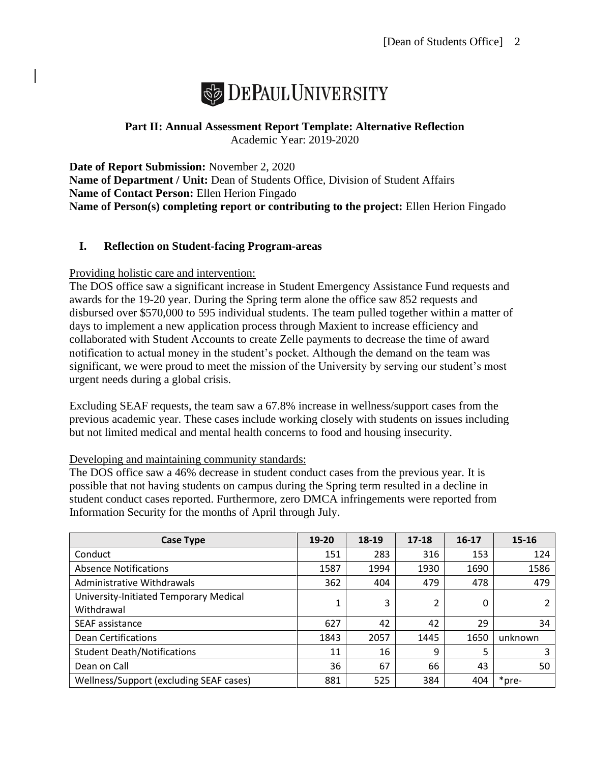**DePaul University**

**Part II: Annual Assessment Report Template: Alternative Reflection**
Academic Year: 2019-2020

**Date of Report Submission:** November 2, 2020
**Name of Department / Unit:** Dean of Students Office, Division of Student Affairs
**Name of Contact Person:** Ellen Herion Fingado
**Name of Person(s) completing report or contributing to the project:** Ellen Herion Fingado

## I. Reflection on Student-facing Program-areas

Providing holistic care and intervention:

The DOS office saw a significant increase in Student Emergency Assistance Fund requests and awards for the 19-20 year. During the Spring term alone the office saw 852 requests and disbursed over $570,000 to 595 individual students. The team pulled together within a matter of days to implement a new application process through Maxient to increase efficiency and collaborated with Student Accounts to create Zelle payments to decrease the time of award notification to actual money in the student's pocket. Although the demand on the team was significant, we were proud to meet the mission of the University by serving our student's most urgent needs during a global crisis.

Excluding SEAF requests, the team saw a 67.8% increase in wellness/support cases from the previous academic year. These cases include working closely with students on issues including but not limited medical and mental health concerns to food and housing insecurity.

Developing and maintaining community standards:

The DOS office saw a 46% decrease in student conduct cases from the previous year. It is possible that not having students on campus during the Spring term resulted in a decline in student conduct cases reported. Furthermore, zero DMCA infringements were reported from Information Security for the months of April through July.

| Case Type | 19-20 | 18-19 | 17-18 | 16-17 | 15-16 |
|---|---|---|---|---|---|
| Conduct | 151 | 283 | 316 | 153 | 124 |
| Absence Notifications | 1587 | 1994 | 1930 | 1690 | 1586 |
| Administrative Withdrawals | 362 | 404 | 479 | 478 | 479 |
| University-Initiated Temporary Medical Withdrawal | 1 | 3 | 2 | 0 | 2 |
| SEAF assistance | 627 | 42 | 42 | 29 | 34 |
| Dean Certifications | 1843 | 2057 | 1445 | 1650 | unknown |
| Student Death/Notifications | 11 | 16 | 9 | 5 | 3 |
| Dean on Call | 36 | 67 | 66 | 43 | 50 |
| Wellness/Support (excluding SEAF cases) | 881 | 525 | 384 | 404 | *pre- |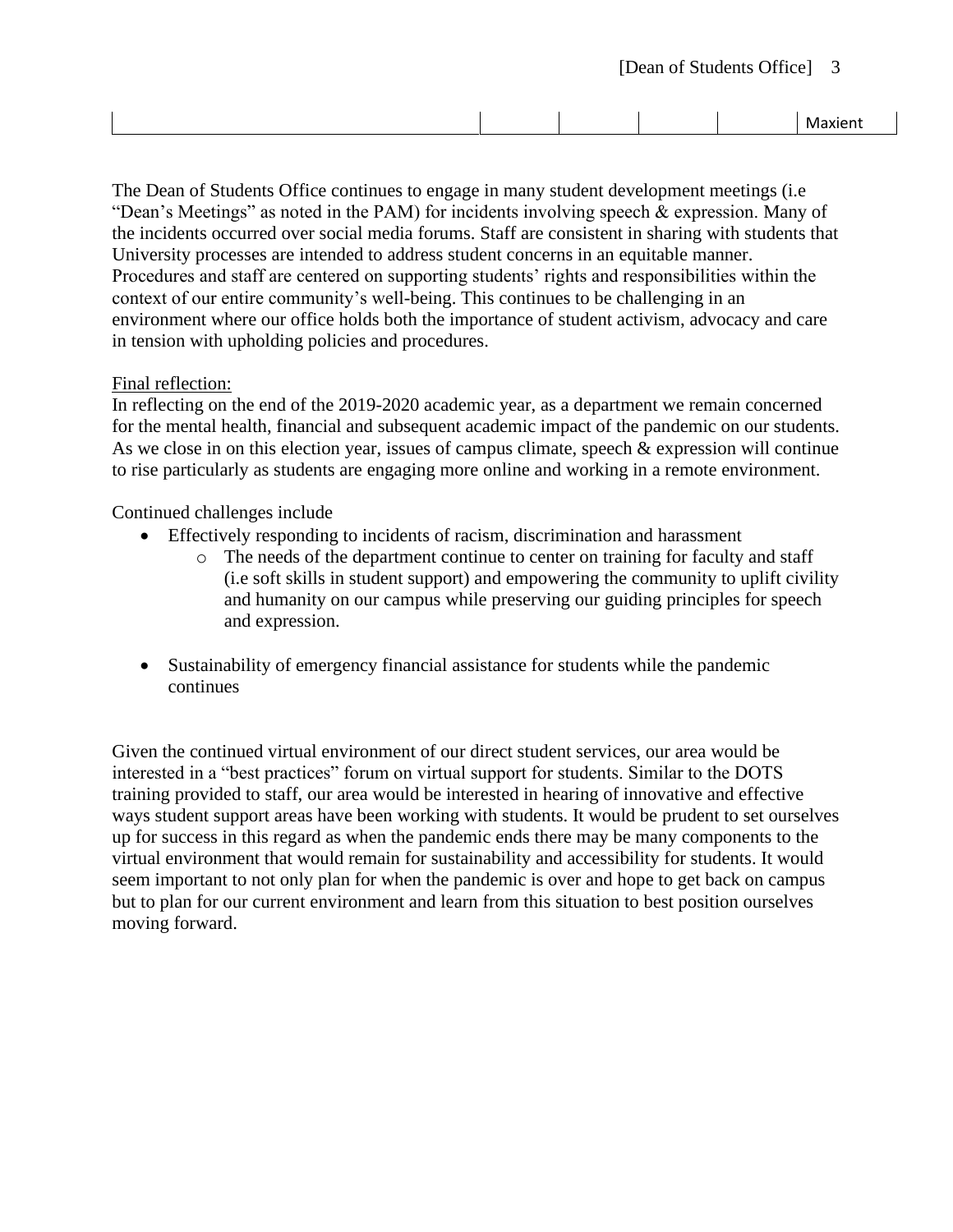| | | | | | |
|---|---|---|---|---|---|
| | | | | | Maxient |

The Dean of Students Office continues to engage in many student development meetings (i.e "Dean's Meetings" as noted in the PAM) for incidents involving speech & expression. Many of the incidents occurred over social media forums. Staff are consistent in sharing with students that University processes are intended to address student concerns in an equitable manner. Procedures and staff are centered on supporting students' rights and responsibilities within the context of our entire community's well-being. This continues to be challenging in an environment where our office holds both the importance of student activism, advocacy and care in tension with upholding policies and procedures.

Final reflection:

In reflecting on the end of the 2019-2020 academic year, as a department we remain concerned for the mental health, financial and subsequent academic impact of the pandemic on our students. As we close in on this election year, issues of campus climate, speech & expression will continue to rise particularly as students are engaging more online and working in a remote environment.

Continued challenges include

- Effectively responding to incidents of racism, discrimination and harassment
  - The needs of the department continue to center on training for faculty and staff (i.e soft skills in student support) and empowering the community to uplift civility and humanity on our campus while preserving our guiding principles for speech and expression.
- Sustainability of emergency financial assistance for students while the pandemic continues

Given the continued virtual environment of our direct student services, our area would be interested in a "best practices" forum on virtual support for students. Similar to the DOTS training provided to staff, our area would be interested in hearing of innovative and effective ways student support areas have been working with students. It would be prudent to set ourselves up for success in this regard as when the pandemic ends there may be many components to the virtual environment that would remain for sustainability and accessibility for students. It would seem important to not only plan for when the pandemic is over and hope to get back on campus but to plan for our current environment and learn from this situation to best position ourselves moving forward.